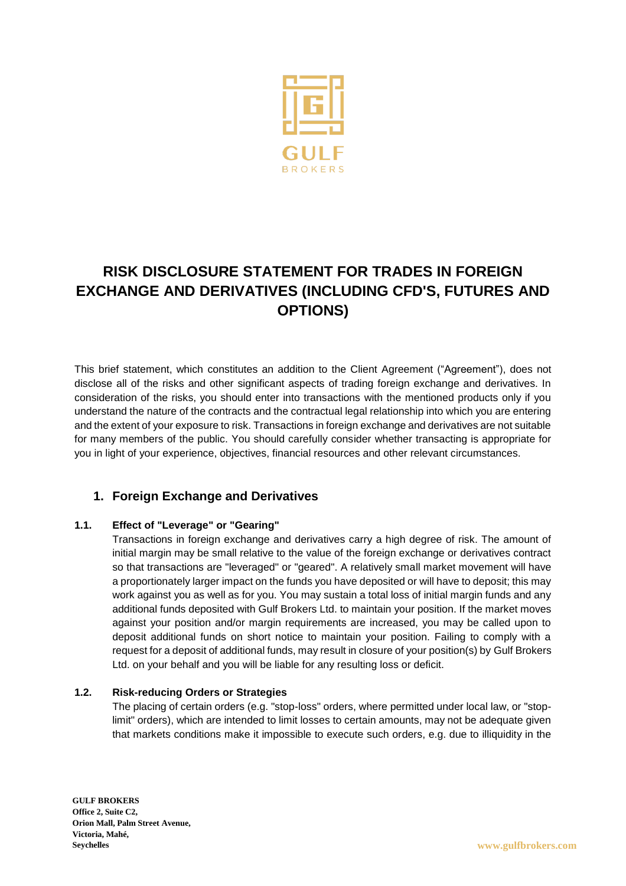# RISK DISCLOSURE STATEMENT FOR TRADES IN FOREIGN EXCHANGE AND DERIVATIVES (INCLUDING CFD'S, FUTURES AND OPTIONS)

This brief statement, which constitutes an addition to the Client Agreement ("Agreement"), does not disclose all of the risks and other significant aspects of trading foreign exchange and derivatives. In consideration of the risks, you should enter into transactions with the mentioned products only if you understand the nature of the contracts and the contractual legal relationship into which you are entering and the extent of your exposure to risk. Transactions in foreign exchange and derivatives are not suitable for many members of the public. You should carefully consider whether transacting is appropriate for you in light of your experience, objectives, financial resources and other relevant circumstances.

## 1. Foreign Exchange and Derivatives

### 1.1. Effect of "Leverage" or "Gearing"

Transactions in foreign exchange and derivatives carry a high degree of risk. The amount of initial margin may be small relative to the value of the foreign exchange or derivatives contract so that transactions are "leveraged" or "geared". A relatively small market movement will have a proportionately larger impact on the funds you have deposited or will have to deposit; this may work against you as well as for you. You may sustain a total loss of initial margin funds and any additional funds deposited with Gulf Brokers Ltd. to maintain your position. If the market moves against your position and/or margin requirements are increased, you may be called upon to deposit additional funds on short notice to maintain your position. Failing to comply with a request for a deposit of additional funds, may result in closure of your position(s) by Gulf Brokers Ltd. on your behalf and you will be liable for any resulting loss or deficit.

### 1.2. Risk-reducing Orders or Strategies

The placing of certain orders (e.g. "stop-loss" orders, where permitted under local law, or "stop-limit" orders), which are intended to limit losses to certain amounts, may not be adequate given that markets conditions make it impossible to execute such orders, e.g. due to illiquidity in the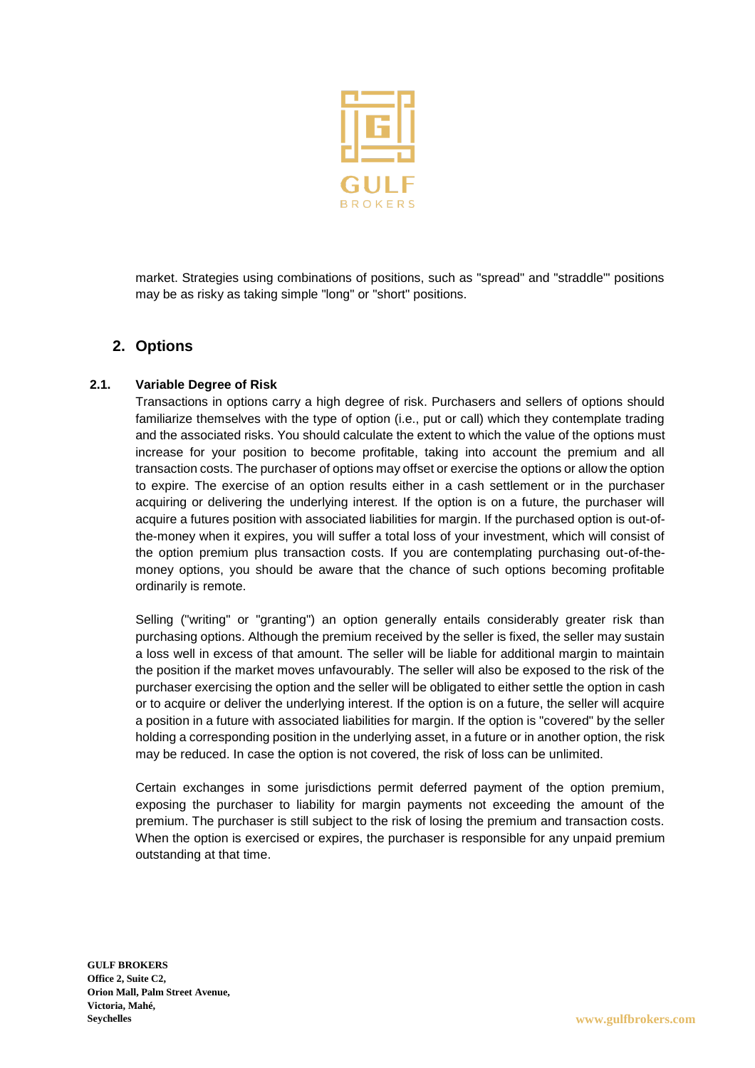market. Strategies using combinations of positions, such as "spread" and "straddle'" positions may be as risky as taking simple "long" or "short" positions.

## 2. Options

### 2.1. Variable Degree of Risk

Transactions in options carry a high degree of risk. Purchasers and sellers of options should familiarize themselves with the type of option (i.e., put or call) which they contemplate trading and the associated risks. You should calculate the extent to which the value of the options must increase for your position to become profitable, taking into account the premium and all transaction costs. The purchaser of options may offset or exercise the options or allow the option to expire. The exercise of an option results either in a cash settlement or in the purchaser acquiring or delivering the underlying interest. If the option is on a future, the purchaser will acquire a futures position with associated liabilities for margin. If the purchased option is out-of-the-money when it expires, you will suffer a total loss of your investment, which will consist of the option premium plus transaction costs. If you are contemplating purchasing out-of-the-money options, you should be aware that the chance of such options becoming profitable ordinarily is remote.

Selling ("writing" or "granting") an option generally entails considerably greater risk than purchasing options. Although the premium received by the seller is fixed, the seller may sustain a loss well in excess of that amount. The seller will be liable for additional margin to maintain the position if the market moves unfavourably. The seller will also be exposed to the risk of the purchaser exercising the option and the seller will be obligated to either settle the option in cash or to acquire or deliver the underlying interest. If the option is on a future, the seller will acquire a position in a future with associated liabilities for margin. If the option is "covered" by the seller holding a corresponding position in the underlying asset, in a future or in another option, the risk may be reduced. In case the option is not covered, the risk of loss can be unlimited.

Certain exchanges in some jurisdictions permit deferred payment of the option premium, exposing the purchaser to liability for margin payments not exceeding the amount of the premium. The purchaser is still subject to the risk of losing the premium and transaction costs. When the option is exercised or expires, the purchaser is responsible for any unpaid premium outstanding at that time.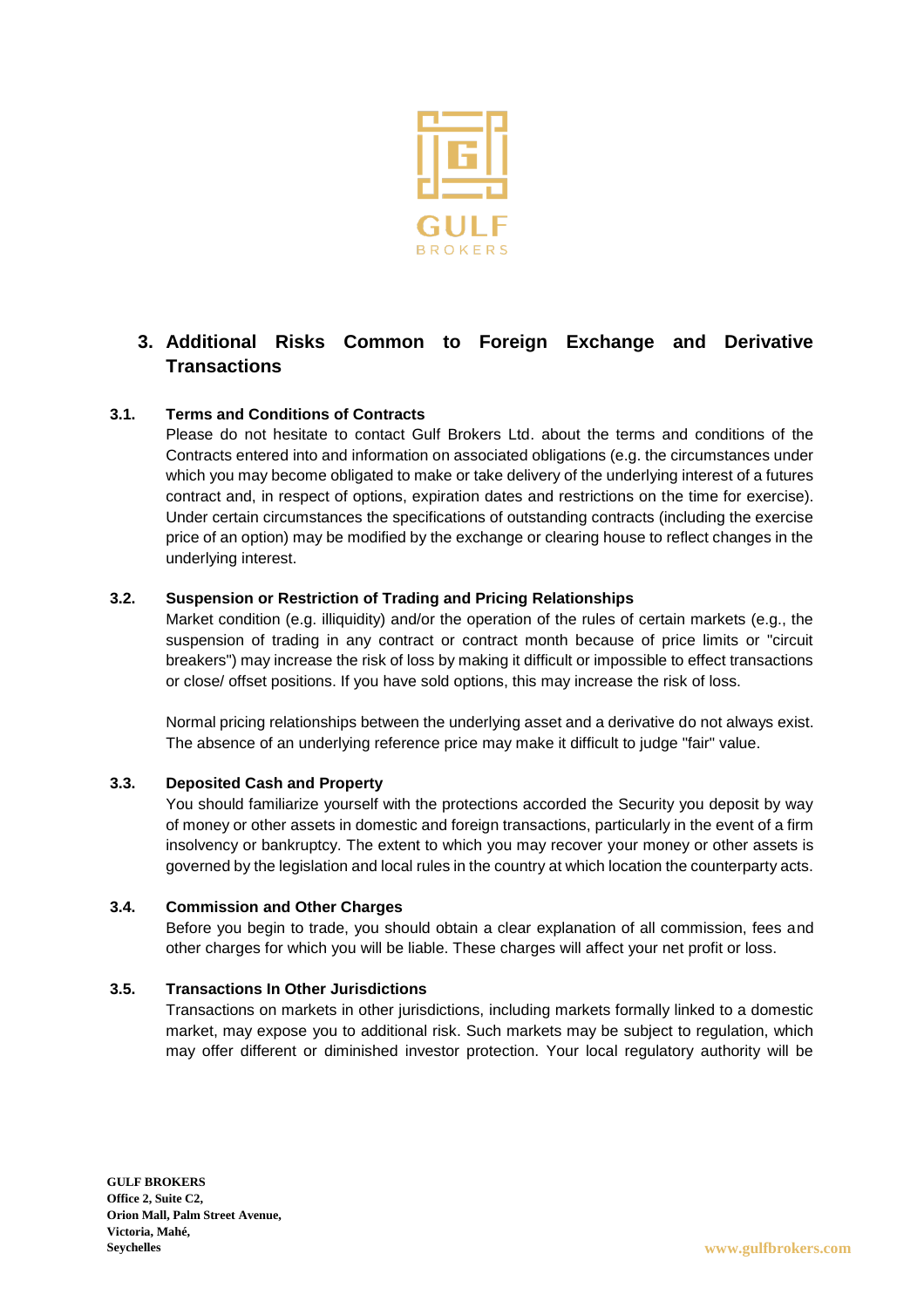## 3. Additional Risks Common to Foreign Exchange and Derivative Transactions

### 3.1. Terms and Conditions of Contracts

Please do not hesitate to contact Gulf Brokers Ltd. about the terms and conditions of the Contracts entered into and information on associated obligations (e.g. the circumstances under which you may become obligated to make or take delivery of the underlying interest of a futures contract and, in respect of options, expiration dates and restrictions on the time for exercise). Under certain circumstances the specifications of outstanding contracts (including the exercise price of an option) may be modified by the exchange or clearing house to reflect changes in the underlying interest.

### 3.2. Suspension or Restriction of Trading and Pricing Relationships

Market condition (e.g. illiquidity) and/or the operation of the rules of certain markets (e.g., the suspension of trading in any contract or contract month because of price limits or "circuit breakers") may increase the risk of loss by making it difficult or impossible to effect transactions or close/ offset positions. If you have sold options, this may increase the risk of loss.

Normal pricing relationships between the underlying asset and a derivative do not always exist. The absence of an underlying reference price may make it difficult to judge "fair" value.

### 3.3. Deposited Cash and Property

You should familiarize yourself with the protections accorded the Security you deposit by way of money or other assets in domestic and foreign transactions, particularly in the event of a firm insolvency or bankruptcy. The extent to which you may recover your money or other assets is governed by the legislation and local rules in the country at which location the counterparty acts.

### 3.4. Commission and Other Charges

Before you begin to trade, you should obtain a clear explanation of all commission, fees and other charges for which you will be liable. These charges will affect your net profit or loss.

### 3.5. Transactions In Other Jurisdictions

Transactions on markets in other jurisdictions, including markets formally linked to a domestic market, may expose you to additional risk. Such markets may be subject to regulation, which may offer different or diminished investor protection. Your local regulatory authority will be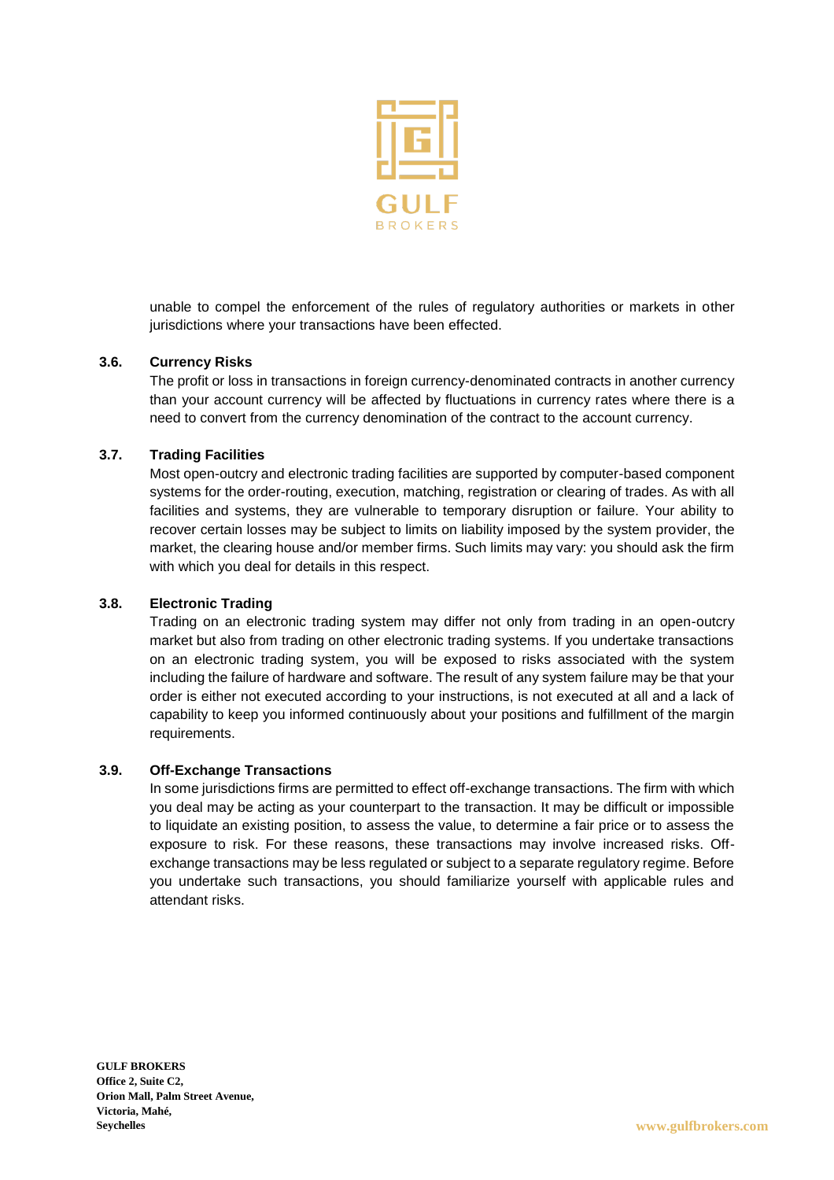unable to compel the enforcement of the rules of regulatory authorities or markets in other jurisdictions where your transactions have been effected.

### 3.6. Currency Risks

The profit or loss in transactions in foreign currency-denominated contracts in another currency than your account currency will be affected by fluctuations in currency rates where there is a need to convert from the currency denomination of the contract to the account currency.

### 3.7. Trading Facilities

Most open-outcry and electronic trading facilities are supported by computer-based component systems for the order-routing, execution, matching, registration or clearing of trades. As with all facilities and systems, they are vulnerable to temporary disruption or failure. Your ability to recover certain losses may be subject to limits on liability imposed by the system provider, the market, the clearing house and/or member firms. Such limits may vary: you should ask the firm with which you deal for details in this respect.

### 3.8. Electronic Trading

Trading on an electronic trading system may differ not only from trading in an open-outcry market but also from trading on other electronic trading systems. If you undertake transactions on an electronic trading system, you will be exposed to risks associated with the system including the failure of hardware and software. The result of any system failure may be that your order is either not executed according to your instructions, is not executed at all and a lack of capability to keep you informed continuously about your positions and fulfillment of the margin requirements.

### 3.9. Off-Exchange Transactions

In some jurisdictions firms are permitted to effect off-exchange transactions. The firm with which you deal may be acting as your counterpart to the transaction. It may be difficult or impossible to liquidate an existing position, to assess the value, to determine a fair price or to assess the exposure to risk. For these reasons, these transactions may involve increased risks. Off-exchange transactions may be less regulated or subject to a separate regulatory regime. Before you undertake such transactions, you should familiarize yourself with applicable rules and attendant risks.